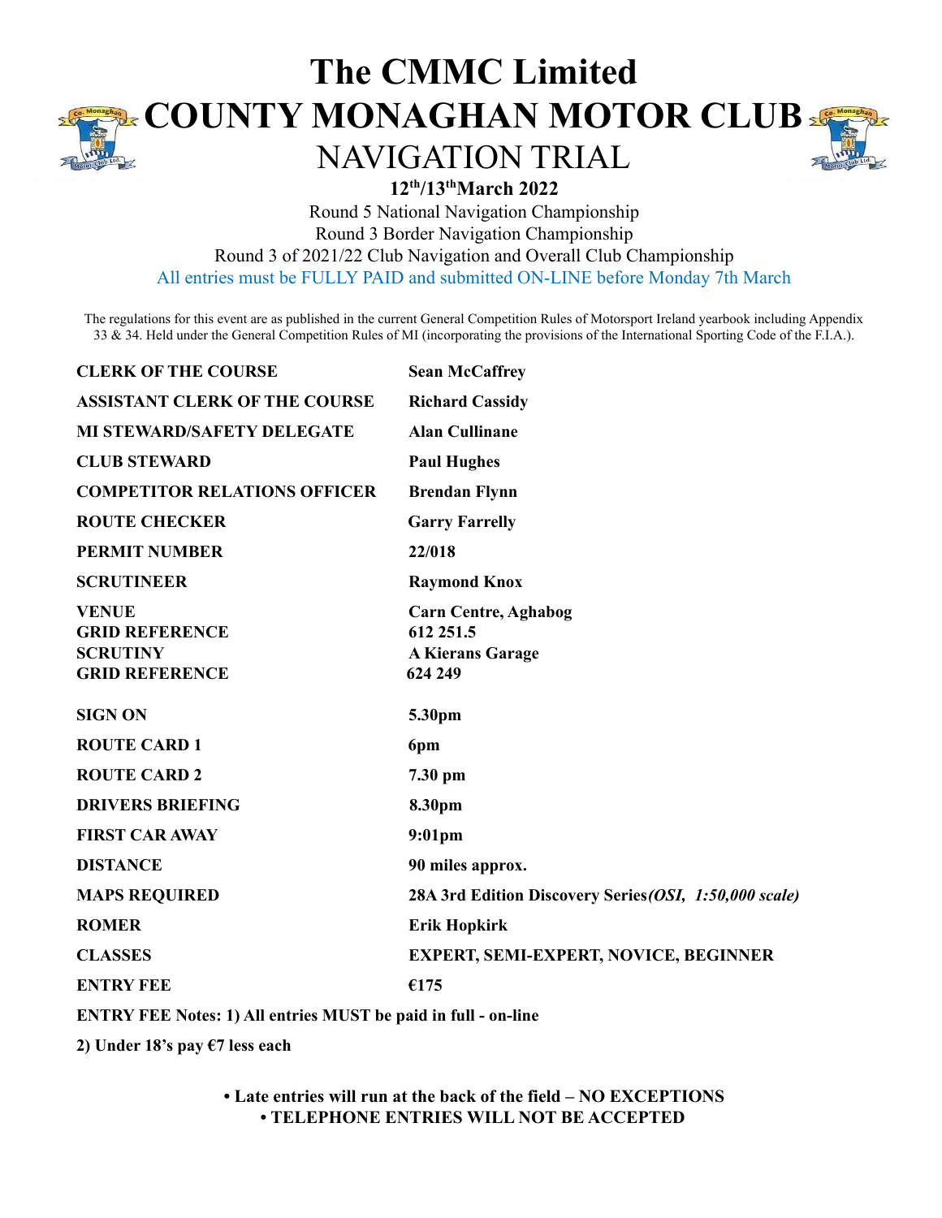# The CMMC Limited

# COUNTY MONAGHAN MOTOR CLUB

## NAVIGATION TRIAL

**12th/13th March 2022**

Round 5 National Navigation Championship
Round 3 Border Navigation Championship
Round 3 of 2021/22 Club Navigation and Overall Club Championship
All entries must be FULLY PAID and submitted ON-LINE before Monday 7th March

The regulations for this event are as published in the current General Competition Rules of Motorsport Ireland yearbook including Appendix 33 & 34. Held under the General Competition Rules of MI (incorporating the provisions of the International Sporting Code of the F.I.A.).

| | |
|---|---|
| **CLERK OF THE COURSE** | **Sean McCaffrey** |
| **ASSISTANT CLERK OF THE COURSE** | **Richard Cassidy** |
| **MI STEWARD/SAFETY DELEGATE** | **Alan Cullinane** |
| **CLUB STEWARD** | **Paul Hughes** |
| **COMPETITOR RELATIONS OFFICER** | **Brendan Flynn** |
| **ROUTE CHECKER** | **Garry Farrelly** |
| **PERMIT NUMBER** | **22/018** |
| **SCRUTINEER** | **Raymond Knox** |
| **VENUE** | **Carn Centre, Aghabog** |
| **GRID REFERENCE** | **612 251.5** |
| **SCRUTINY** | **A Kierans Garage** |
| **GRID REFERENCE** | **624 249** |
| **SIGN ON** | **5.30pm** |
| **ROUTE CARD 1** | **6pm** |
| **ROUTE CARD 2** | **7.30 pm** |
| **DRIVERS BRIEFING** | **8.30pm** |
| **FIRST CAR AWAY** | **9:01pm** |
| **DISTANCE** | **90 miles approx.** |
| **MAPS REQUIRED** | **28A 3rd Edition Discovery Series*(OSI, 1:50,000 scale)*** |
| **ROMER** | **Erik Hopkirk** |
| **CLASSES** | **EXPERT, SEMI-EXPERT, NOVICE, BEGINNER** |
| **ENTRY FEE** | **€175** |

**ENTRY FEE Notes: 1) All entries MUST be paid in full - on-line**

**2) Under 18's pay €7 less each**

**• Late entries will run at the back of the field – NO EXCEPTIONS**
**• TELEPHONE ENTRIES WILL NOT BE ACCEPTED**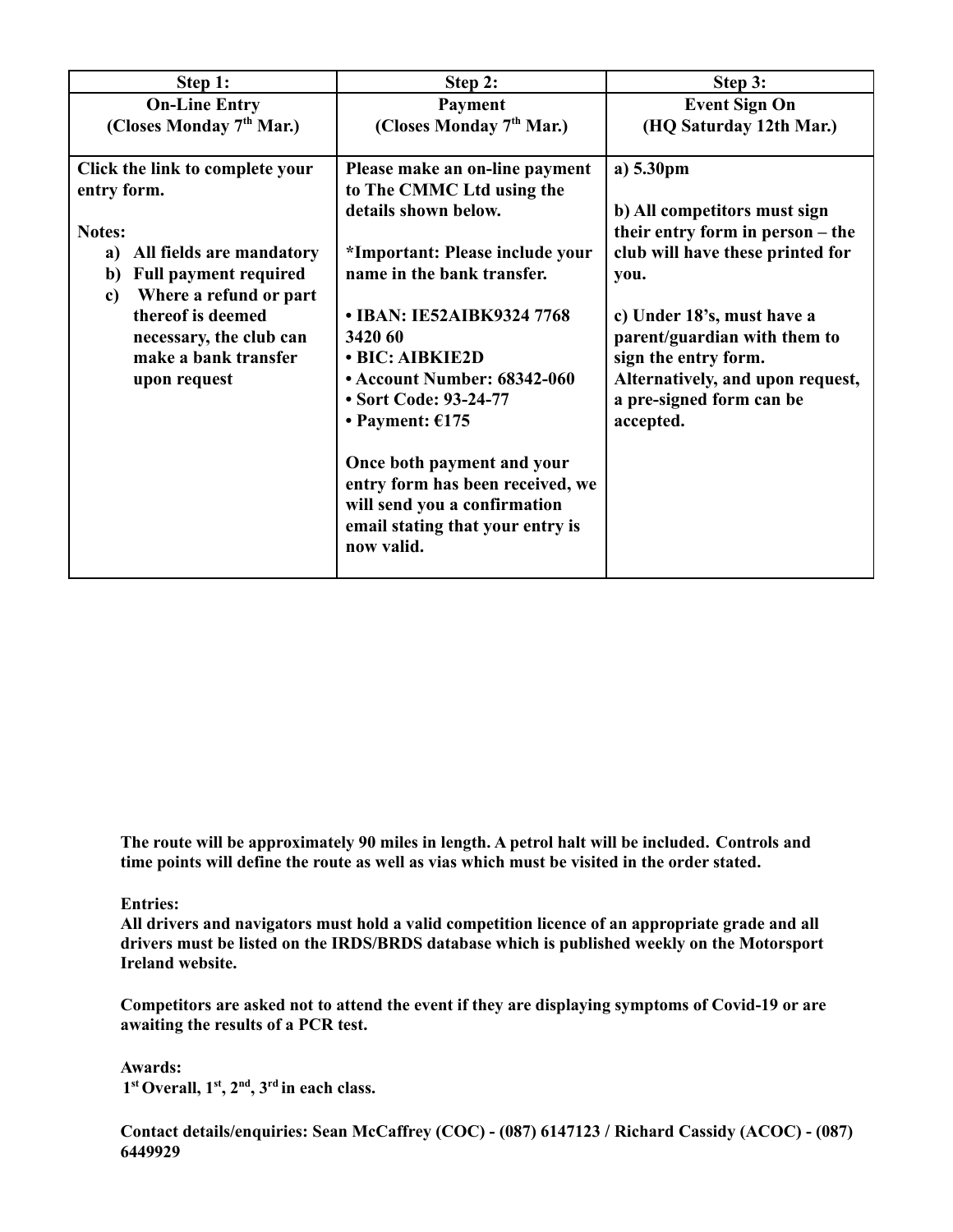| Step 1: | Step 2: | Step 3: |
|---|---|---|
| **On-Line Entry (Closes Monday 7th Mar.)** | **Payment (Closes Monday 7th Mar.)** | **Event Sign On (HQ Saturday 12th Mar.)** |
| **Click the link to complete your entry form.**<br><br>**Notes:**<br>**a) All fields are mandatory**<br>**b) Full payment required**<br>**c) Where a refund or part thereof is deemed necessary, the club can make a bank transfer upon request** | **Please make an on-line payment to The CMMC Ltd using the details shown below.**<br><br>**\*Important: Please include your name in the bank transfer.**<br><br>**• IBAN: IE52AIBK9324 7768 3420 60**<br>**• BIC: AIBKIE2D**<br>**• Account Number: 68342-060**<br>**• Sort Code: 93-24-77**<br>**• Payment: €175**<br><br>**Once both payment and your entry form has been received, we will send you a confirmation email stating that your entry is now valid.** | **a) 5.30pm**<br><br>**b) All competitors must sign their entry form in person – the club will have these printed for you.**<br><br>**c) Under 18's, must have a parent/guardian with them to sign the entry form. Alternatively, and upon request, a pre-signed form can be accepted.** |

**The route will be approximately 90 miles in length. A petrol halt will be included. Controls and time points will define the route as well as vias which must be visited in the order stated.**

**Entries:**
**All drivers and navigators must hold a valid competition licence of an appropriate grade and all drivers must be listed on the IRDS/BRDS database which is published weekly on the Motorsport Ireland website.**

**Competitors are asked not to attend the event if they are displaying symptoms of Covid-19 or are awaiting the results of a PCR test.**

**Awards:**
**1st Overall, 1st, 2nd, 3rd in each class.**

**Contact details/enquiries: Sean McCaffrey (COC) - (087) 6147123 / Richard Cassidy (ACOC) - (087) 6449929**